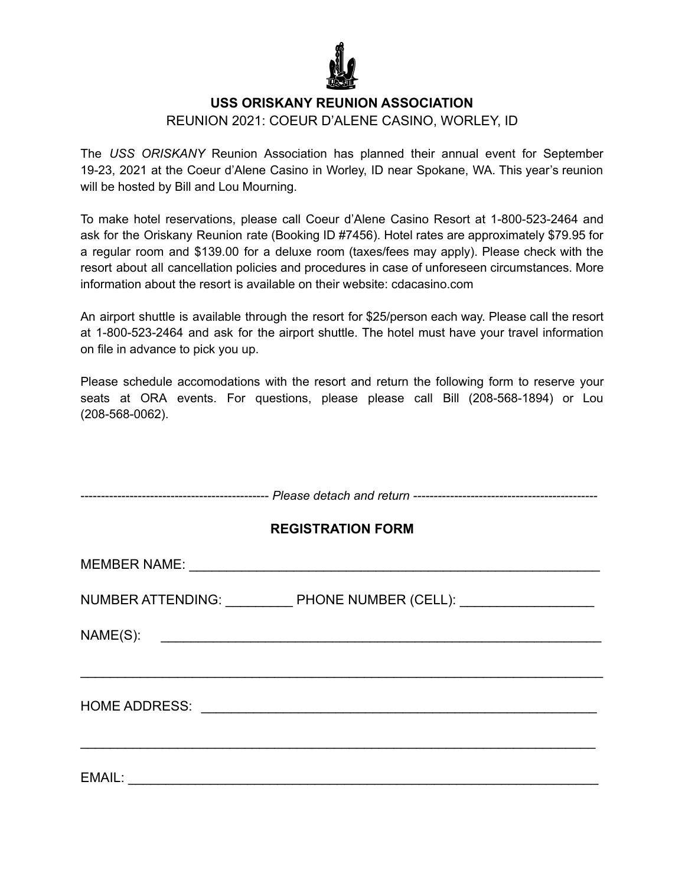# USS ORISKANY REUNION ASSOCIATION

REUNION 2021: COEUR D'ALENE CASINO, WORLEY, ID

The *USS ORISKANY* Reunion Association has planned their annual event for September 19-23, 2021 at the Coeur d'Alene Casino in Worley, ID near Spokane, WA. This year's reunion will be hosted by Bill and Lou Mourning.

To make hotel reservations, please call Coeur d'Alene Casino Resort at 1-800-523-2464 and ask for the Oriskany Reunion rate (Booking ID #7456). Hotel rates are approximately $79.95 for a regular room and $139.00 for a deluxe room (taxes/fees may apply). Please check with the resort about all cancellation policies and procedures in case of unforeseen circumstances. More information about the resort is available on their website: cdacasino.com

An airport shuttle is available through the resort for $25/person each way. Please call the resort at 1-800-523-2464 and ask for the airport shuttle. The hotel must have your travel information on file in advance to pick you up.

Please schedule accomodations with the resort and return the following form to reserve your seats at ORA events. For questions, please please call Bill (208-568-1894) or Lou (208-568-0062).

---------------------------------------------- *Please detach and return* ----------------------------------------------

## REGISTRATION FORM

MEMBER NAME: ___________________________________________________________

NUMBER ATTENDING: _________ PHONE NUMBER (CELL): __________________

NAME(S): _____________________________________________________________

______________________________________________________________________

HOME ADDRESS: _______________________________________________________

______________________________________________________________________

EMAIL: _______________________________________________________________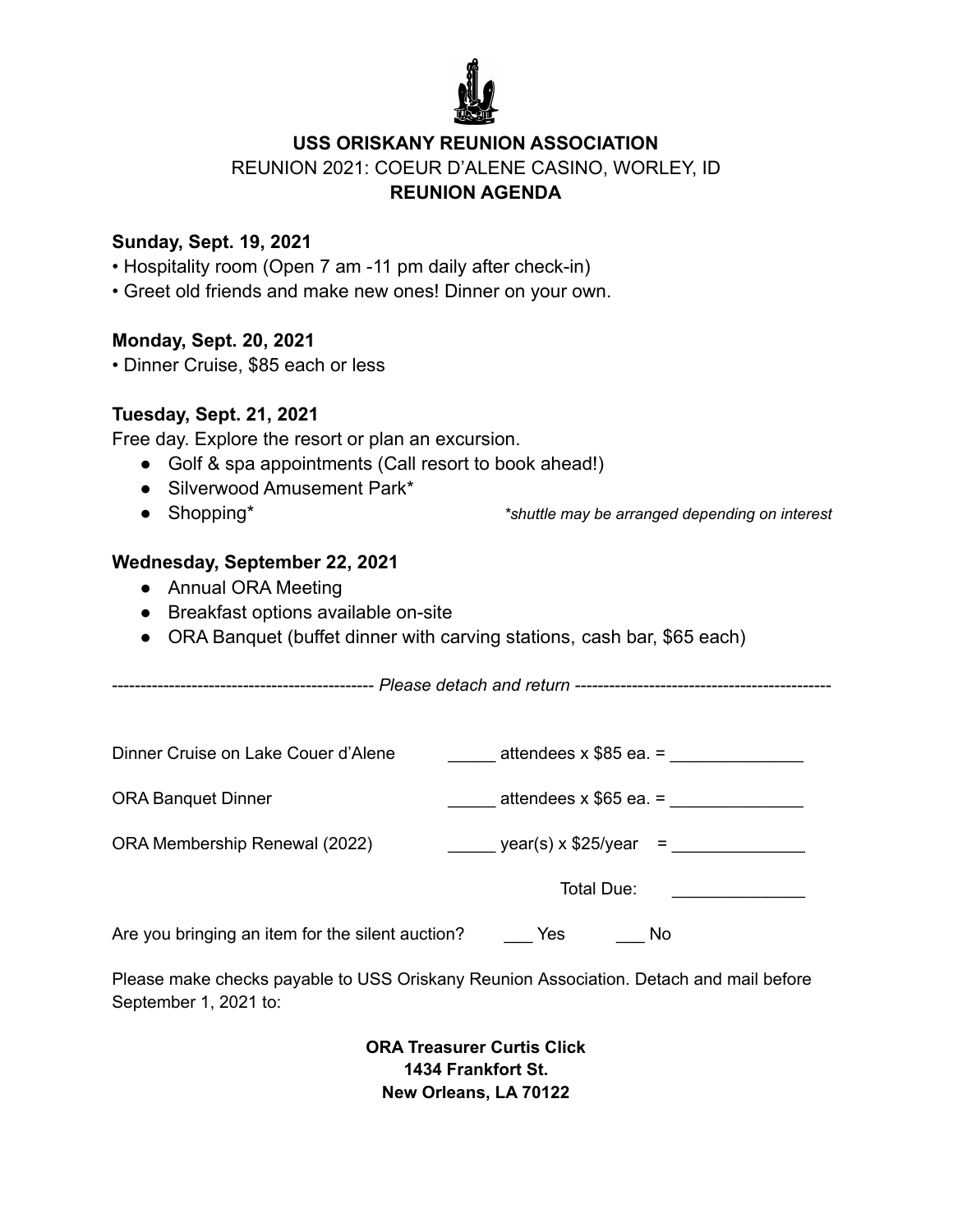**USS ORISKANY REUNION ASSOCIATION**

REUNION 2021: COEUR D'ALENE CASINO, WORLEY, ID

**REUNION AGENDA**

**Sunday, Sept. 19, 2021**

• Hospitality room (Open 7 am -11 pm daily after check-in)

• Greet old friends and make new ones! Dinner on your own.

**Monday, Sept. 20, 2021**

• Dinner Cruise, $85 each or less

**Tuesday, Sept. 21, 2021**

Free day. Explore the resort or plan an excursion.

- Golf & spa appointments (Call resort to book ahead!)
- Silverwood Amusement Park*
- Shopping*

*\*shuttle may be arranged depending on interest*

**Wednesday, September 22, 2021**

- Annual ORA Meeting
- Breakfast options available on-site
- ORA Banquet (buffet dinner with carving stations, cash bar, $65 each)

---------------------------------------------- *Please detach and return* ----------------------------------------------

| | |
|---|---|
| Dinner Cruise on Lake Couer d'Alene | _____ attendees x $85 ea. = ______________ |
| ORA Banquet Dinner | _____ attendees x $65 ea. = ______________ |
| ORA Membership Renewal (2022) | _____ year(s) x $25/year = ______________ |
| | Total Due: ______________ |

Are you bringing an item for the silent auction? ___ Yes ___ No

Please make checks payable to USS Oriskany Reunion Association. Detach and mail before September 1, 2021 to:

**ORA Treasurer Curtis Click**
**1434 Frankfort St.**
**New Orleans, LA 70122**